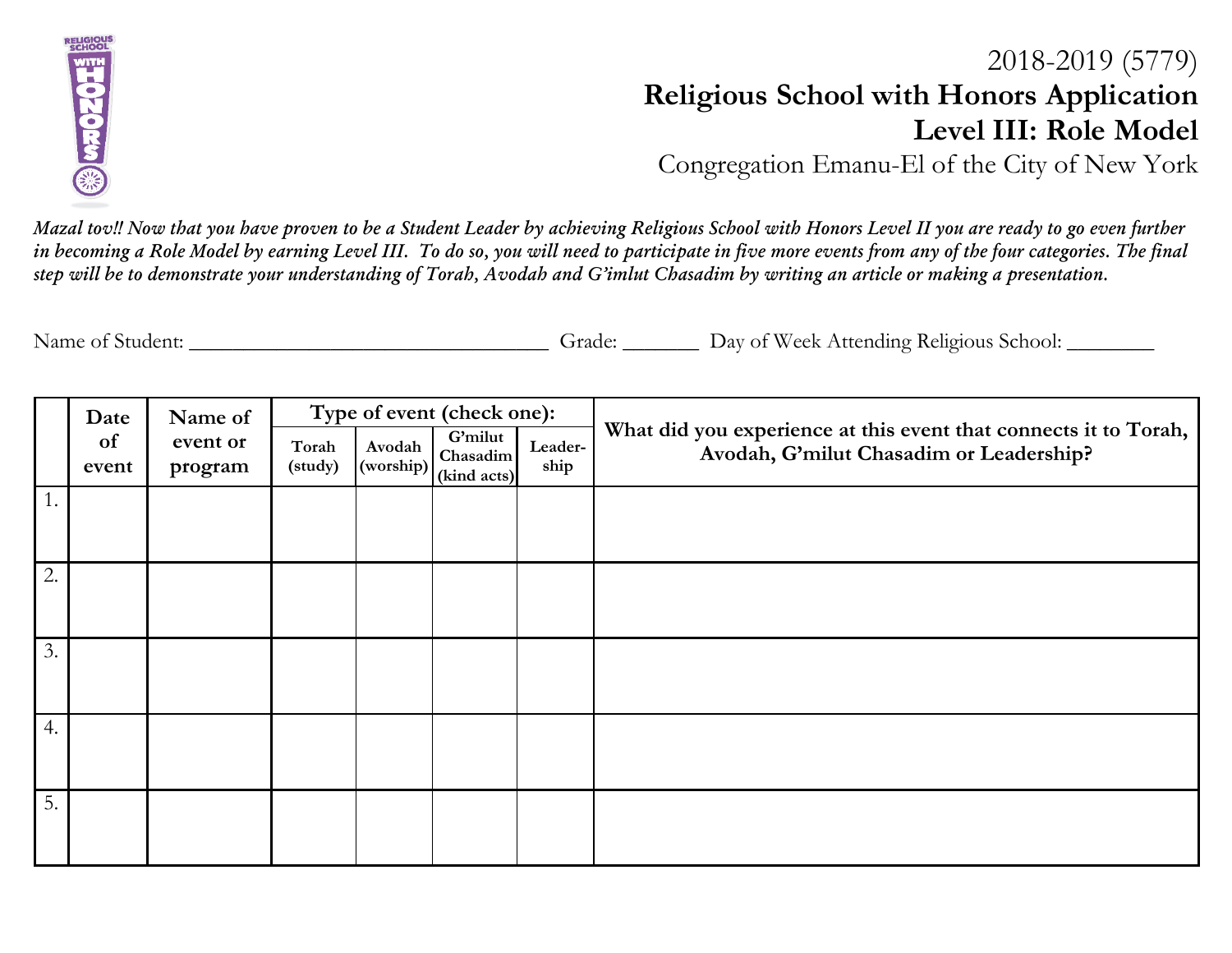2018-2019 (5779)

# Religious School with Honors Application

## Level III: Role Model

Congregation Emanu-El of the City of New York

***Mazal tov!! Now that you have proven to be a Student Leader by achieving Religious School with Honors Level II you are ready to go even further in becoming a Role Model by earning Level III. To do so, you will need to participate in five more events from any of the four categories. The final step will be to demonstrate your understanding of Torah, Avodah and G'imlut Chasadim by writing an article or making a presentation.***

Name of Student: ______________________________ Grade: _______ Day of Week Attending Religious School: ________

| | **Date of event** | **Name of event or program** | **Type of event (check one):** | | | | **What did you experience at this event that connects it to Torah, Avodah, G'milut Chasadim or Leadership?** |
|---|---|---|---|---|---|---|---|
| | | | **Torah (study)** | **Avodah (worship)** | **G'milut Chasadim (kind acts)** | **Leader-ship** | |
| 1. | | | | | | | |
| 2. | | | | | | | |
| 3. | | | | | | | |
| 4. | | | | | | | |
| 5. | | | | | | | |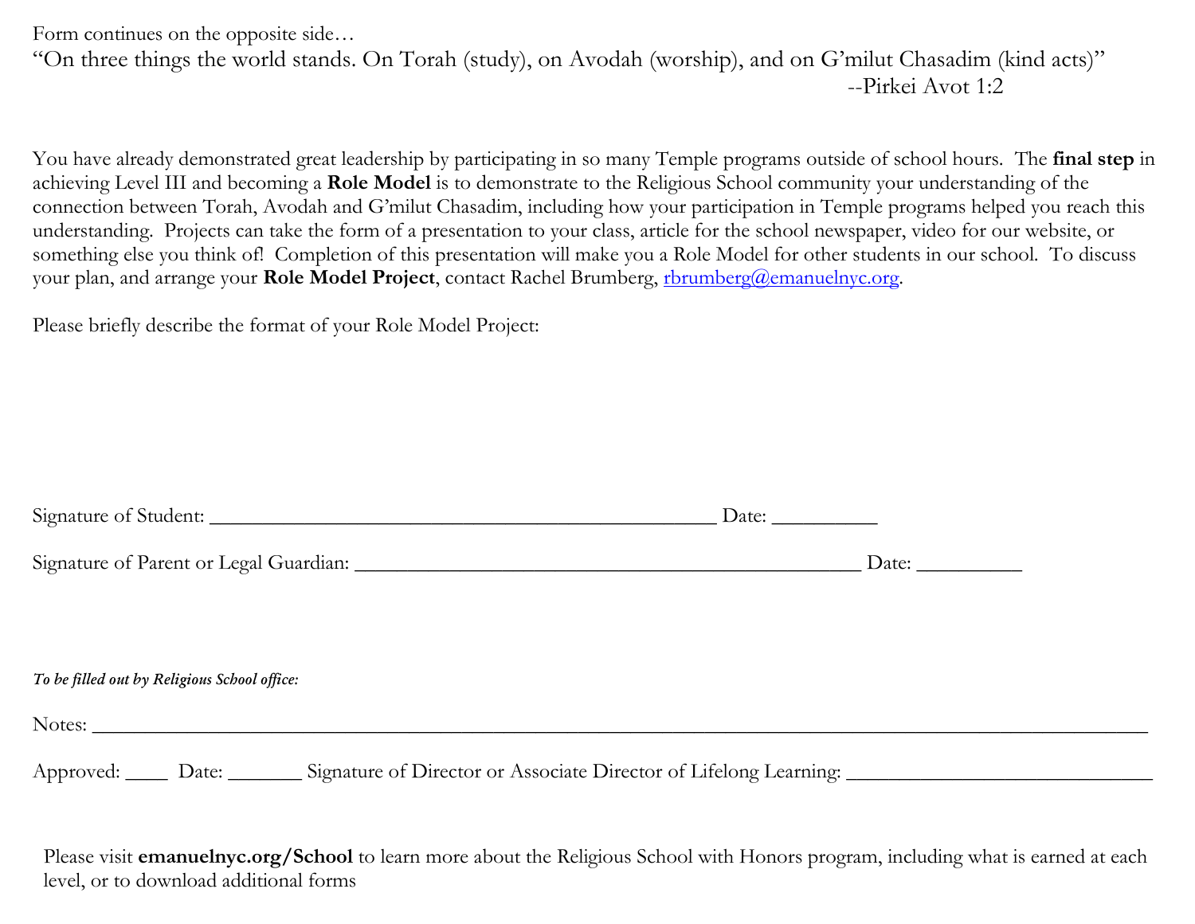Form continues on the opposite side…

"On three things the world stands. On Torah (study), on Avodah (worship), and on G'milut Chasadim (kind acts)"

--Pirkei Avot 1:2

You have already demonstrated great leadership by participating in so many Temple programs outside of school hours. The **final step** in achieving Level III and becoming a **Role Model** is to demonstrate to the Religious School community your understanding of the connection between Torah, Avodah and G'milut Chasadim, including how your participation in Temple programs helped you reach this understanding. Projects can take the form of a presentation to your class, article for the school newspaper, video for our website, or something else you think of! Completion of this presentation will make you a Role Model for other students in our school. To discuss your plan, and arrange your **Role Model Project**, contact Rachel Brumberg, rbrumberg@emanuelnyc.org.

Please briefly describe the format of your Role Model Project:

Signature of Student: ________________________________________________ Date: __________

Signature of Parent or Legal Guardian: ________________________________________________ Date: __________

***To be filled out by Religious School office:***

Notes: ____________________________________________________________________________________________

Approved: ____ Date: _______ Signature of Director or Associate Director of Lifelong Learning: _____________________________

Please visit **emanuelnyc.org/School** to learn more about the Religious School with Honors program, including what is earned at each level, or to download additional forms